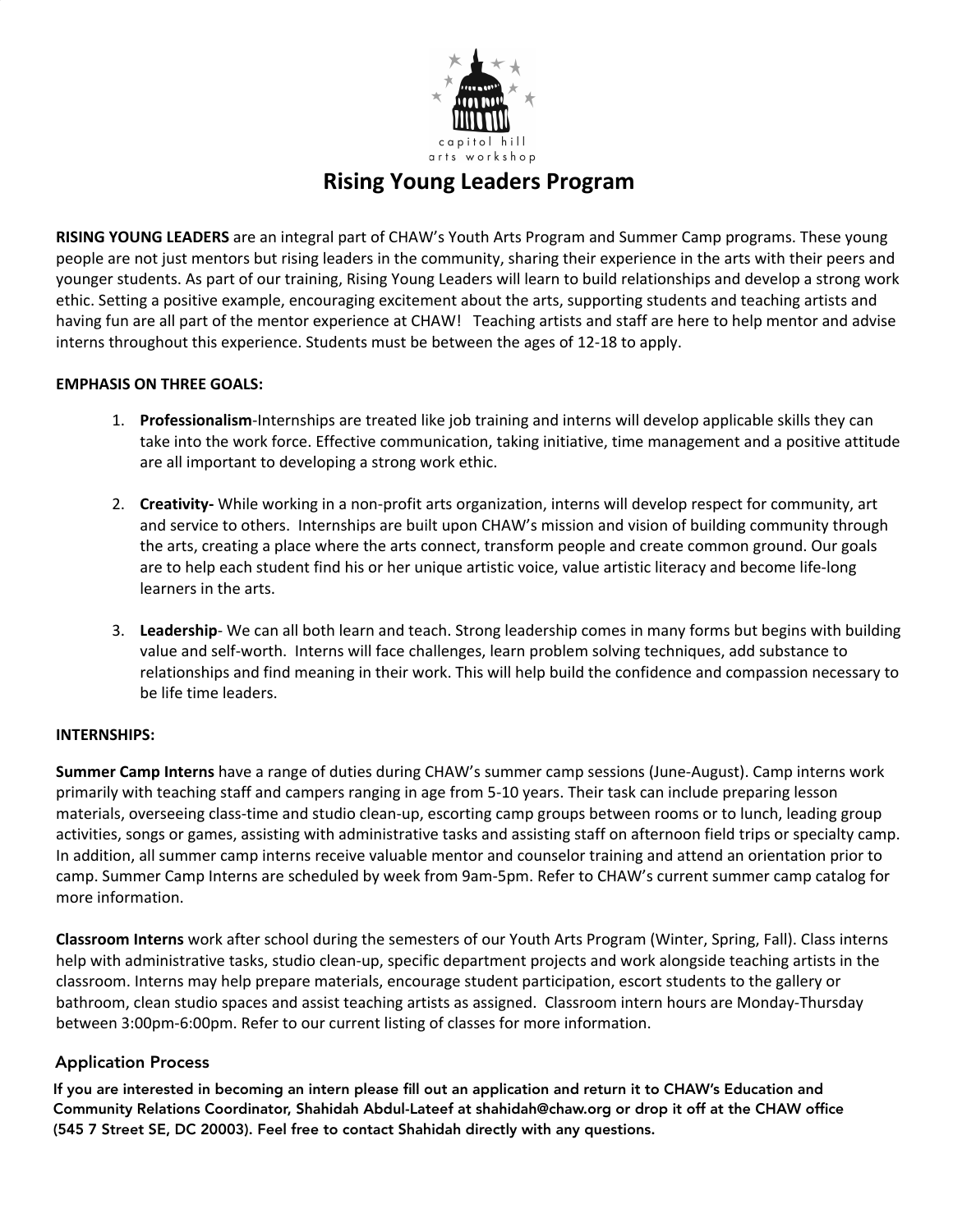capitol hill arts workshop

# Rising Young Leaders Program

**RISING YOUNG LEADERS** are an integral part of CHAW's Youth Arts Program and Summer Camp programs. These young people are not just mentors but rising leaders in the community, sharing their experience in the arts with their peers and younger students. As part of our training, Rising Young Leaders will learn to build relationships and develop a strong work ethic. Setting a positive example, encouraging excitement about the arts, supporting students and teaching artists and having fun are all part of the mentor experience at CHAW! Teaching artists and staff are here to help mentor and advise interns throughout this experience. Students must be between the ages of 12-18 to apply.

**EMPHASIS ON THREE GOALS:**

1. **Professionalism**-Internships are treated like job training and interns will develop applicable skills they can take into the work force. Effective communication, taking initiative, time management and a positive attitude are all important to developing a strong work ethic.

2. **Creativity-** While working in a non-profit arts organization, interns will develop respect for community, art and service to others. Internships are built upon CHAW's mission and vision of building community through the arts, creating a place where the arts connect, transform people and create common ground. Our goals are to help each student find his or her unique artistic voice, value artistic literacy and become life-long learners in the arts.

3. **Leadership**- We can all both learn and teach. Strong leadership comes in many forms but begins with building value and self-worth. Interns will face challenges, learn problem solving techniques, add substance to relationships and find meaning in their work. This will help build the confidence and compassion necessary to be life time leaders.

**INTERNSHIPS:**

**Summer Camp Interns** have a range of duties during CHAW's summer camp sessions (June-August). Camp interns work primarily with teaching staff and campers ranging in age from 5-10 years. Their task can include preparing lesson materials, overseeing class-time and studio clean-up, escorting camp groups between rooms or to lunch, leading group activities, songs or games, assisting with administrative tasks and assisting staff on afternoon field trips or specialty camp. In addition, all summer camp interns receive valuable mentor and counselor training and attend an orientation prior to camp. Summer Camp Interns are scheduled by week from 9am-5pm. Refer to CHAW's current summer camp catalog for more information.

**Classroom Interns** work after school during the semesters of our Youth Arts Program (Winter, Spring, Fall). Class interns help with administrative tasks, studio clean-up, specific department projects and work alongside teaching artists in the classroom. Interns may help prepare materials, encourage student participation, escort students to the gallery or bathroom, clean studio spaces and assist teaching artists as assigned. Classroom intern hours are Monday-Thursday between 3:00pm-6:00pm. Refer to our current listing of classes for more information.

## Application Process

**If you are interested in becoming an intern please fill out an application and return it to CHAW's Education and Community Relations Coordinator, Shahidah Abdul-Lateef at shahidah@chaw.org or drop it off at the CHAW office (545 7 Street SE, DC 20003). Feel free to contact Shahidah directly with any questions.**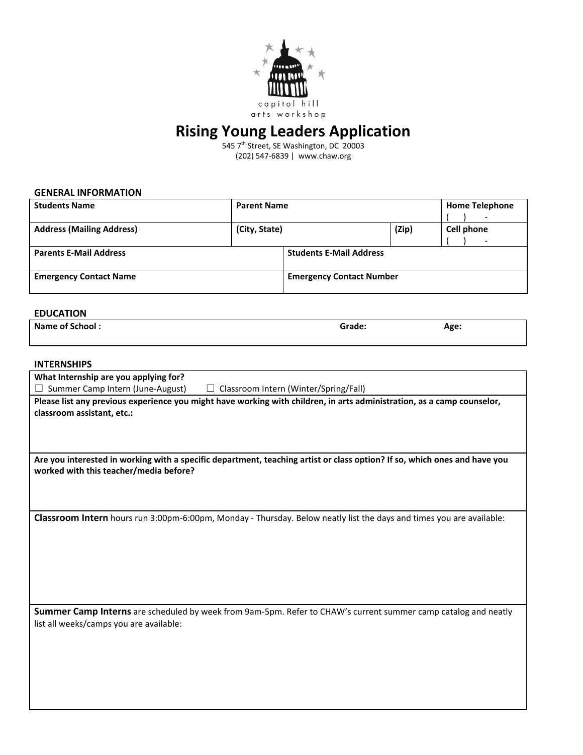capitol hill
arts workshop

# Rising Young Leaders Application

545 7th Street, SE Washington, DC 20003
(202) 547-6839 | www.chaw.org

## GENERAL INFORMATION

| Students Name | Parent Name | | Home Telephone ( ) - |
|---|---|---|---|
| Address (Mailing Address) | (City, State) | (Zip) | Cell phone ( ) - |
| Parents E-Mail Address | Students E-Mail Address | | |
| Emergency Contact Name | Emergency Contact Number | | |

## EDUCATION

| Name of School : | Grade: | Age: |
|---|---|---|

## INTERNSHIPS

**What Internship are you applying for?**

☐ Summer Camp Intern (June-August) ☐ Classroom Intern (Winter/Spring/Fall)

**Please list any previous experience you might have working with children, in arts administration, as a camp counselor, classroom assistant, etc.:**

**Are you interested in working with a specific department, teaching artist or class option? If so, which ones and have you worked with this teacher/media before?**

**Classroom Intern** hours run 3:00pm-6:00pm, Monday - Thursday. Below neatly list the days and times you are available:

**Summer Camp Interns** are scheduled by week from 9am-5pm. Refer to CHAW's current summer camp catalog and neatly list all weeks/camps you are available: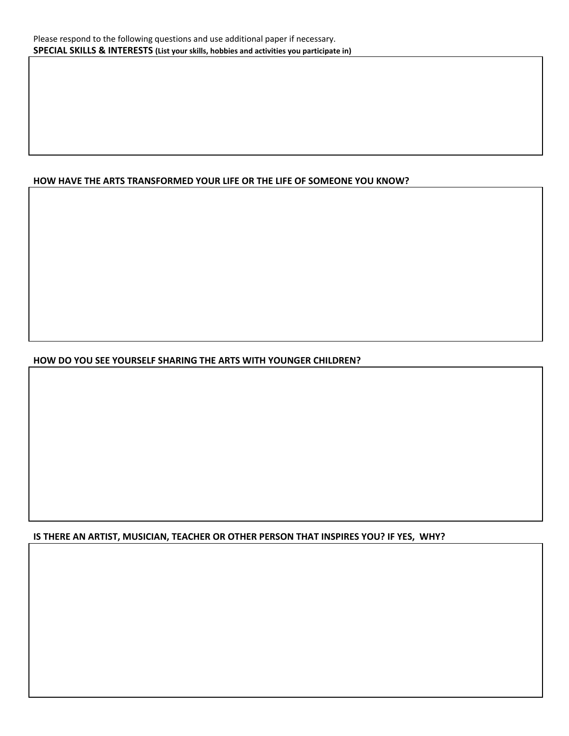Please respond to the following questions and use additional paper if necessary.

**SPECIAL SKILLS & INTERESTS (List your skills, hobbies and activities you participate in)**

**HOW HAVE THE ARTS TRANSFORMED YOUR LIFE OR THE LIFE OF SOMEONE YOU KNOW?**

**HOW DO YOU SEE YOURSELF SHARING THE ARTS WITH YOUNGER CHILDREN?**

**IS THERE AN ARTIST, MUSICIAN, TEACHER OR OTHER PERSON THAT INSPIRES YOU? IF YES, WHY?**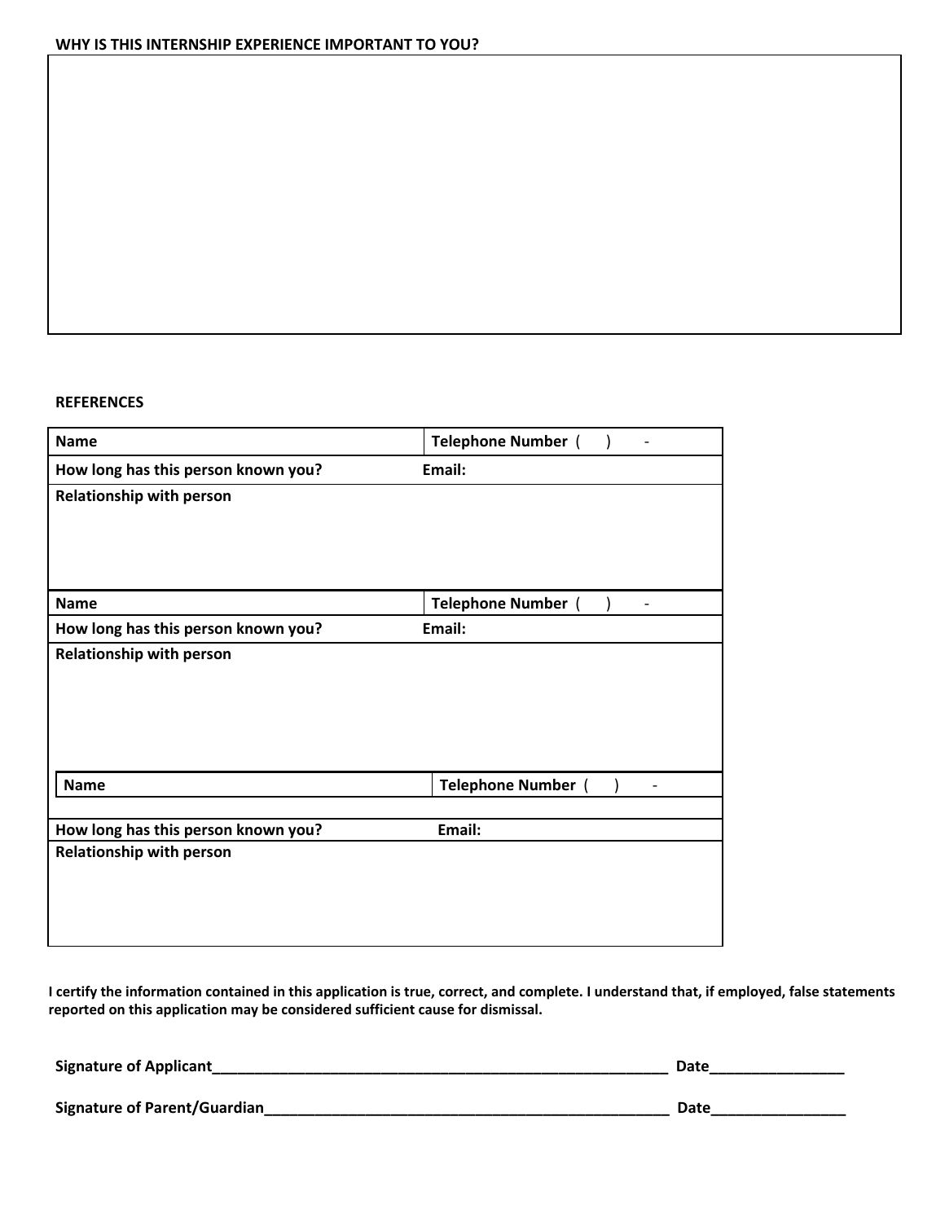**WHY IS THIS INTERNSHIP EXPERIENCE IMPORTANT TO YOU?**

| |
|---|
| |

**REFERENCES**

| | |
|---|---|
| **Name** | **Telephone Number** (     )     - |
| **How long has this person known you?** | **Email:** |
| **Relationship with person** | |
| **Name** | **Telephone Number** (     )     - |
| **How long has this person known you?** | **Email:** |
| **Relationship with person** | |
| **Name** | **Telephone Number** (     )     - |
| **How long has this person known you?** | **Email:** |
| **Relationship with person** | |

**I certify the information contained in this application is true, correct, and complete. I understand that, if employed, false statements reported on this application may be considered sufficient cause for dismissal.**

**Signature of Applicant**__________________________________________________________ **Date**________________

**Signature of Parent/Guardian**____________________________________________________ **Date**________________